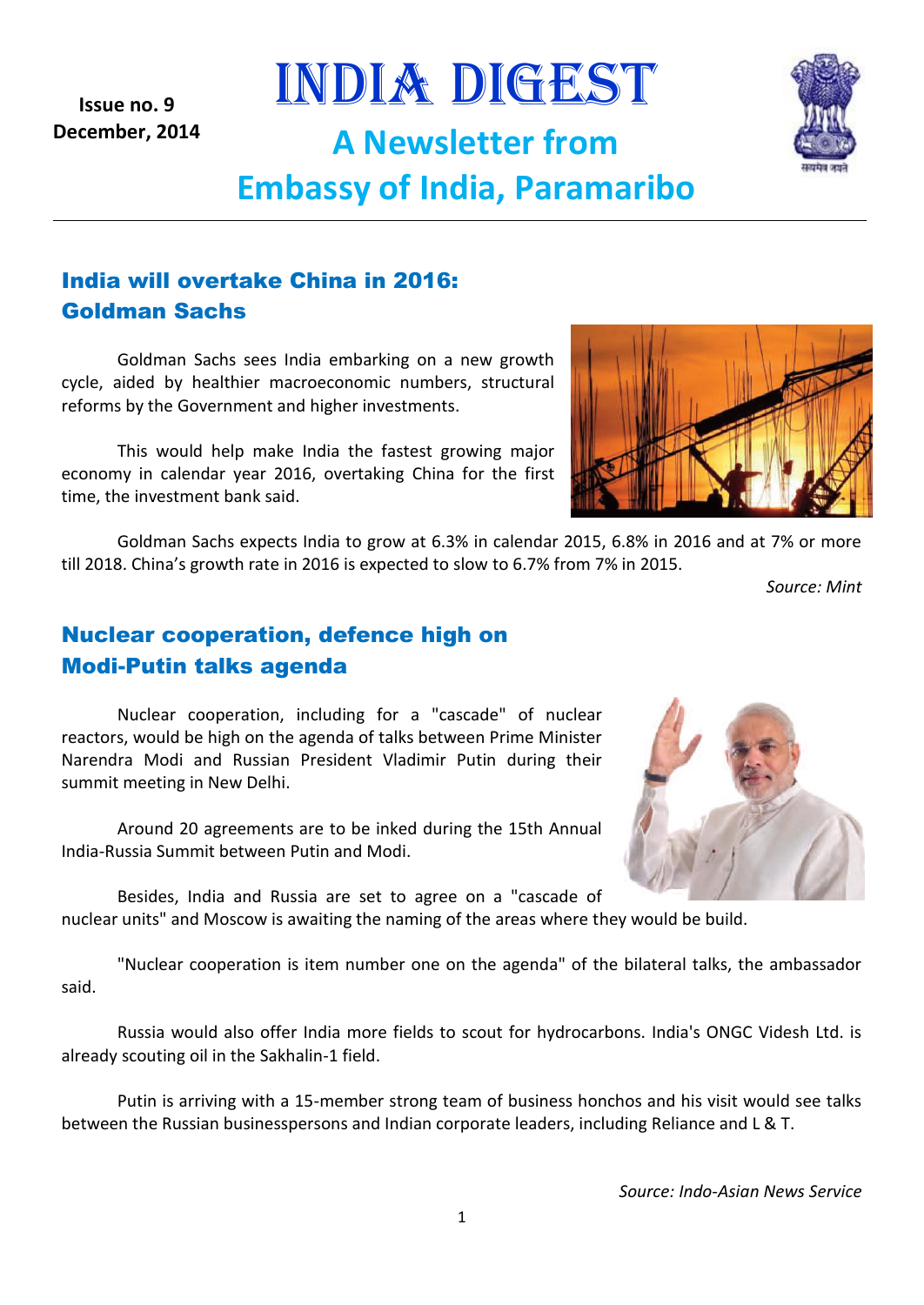**Issue no. 9**
**December, 2014**

# INDIA DIGEST

## A Newsletter from Embassy of India, Paramaribo

---

## India will overtake China in 2016: Goldman Sachs

Goldman Sachs sees India embarking on a new growth cycle, aided by healthier macroeconomic numbers, structural reforms by the Government and higher investments.

This would help make India the fastest growing major economy in calendar year 2016, overtaking China for the first time, the investment bank said.

Goldman Sachs expects India to grow at 6.3% in calendar 2015, 6.8% in 2016 and at 7% or more till 2018. China's growth rate in 2016 is expected to slow to 6.7% from 7% in 2015.

*Source: Mint*

## Nuclear cooperation, defence high on Modi-Putin talks agenda

Nuclear cooperation, including for a "cascade" of nuclear reactors, would be high on the agenda of talks between Prime Minister Narendra Modi and Russian President Vladimir Putin during their summit meeting in New Delhi.

Around 20 agreements are to be inked during the 15th Annual India-Russia Summit between Putin and Modi.

Besides, India and Russia are set to agree on a "cascade of nuclear units" and Moscow is awaiting the naming of the areas where they would be build.

"Nuclear cooperation is item number one on the agenda" of the bilateral talks, the ambassador said.

Russia would also offer India more fields to scout for hydrocarbons. India's ONGC Videsh Ltd. is already scouting oil in the Sakhalin-1 field.

Putin is arriving with a 15-member strong team of business honchos and his visit would see talks between the Russian businesspersons and Indian corporate leaders, including Reliance and L & T.

*Source: Indo-Asian News Service*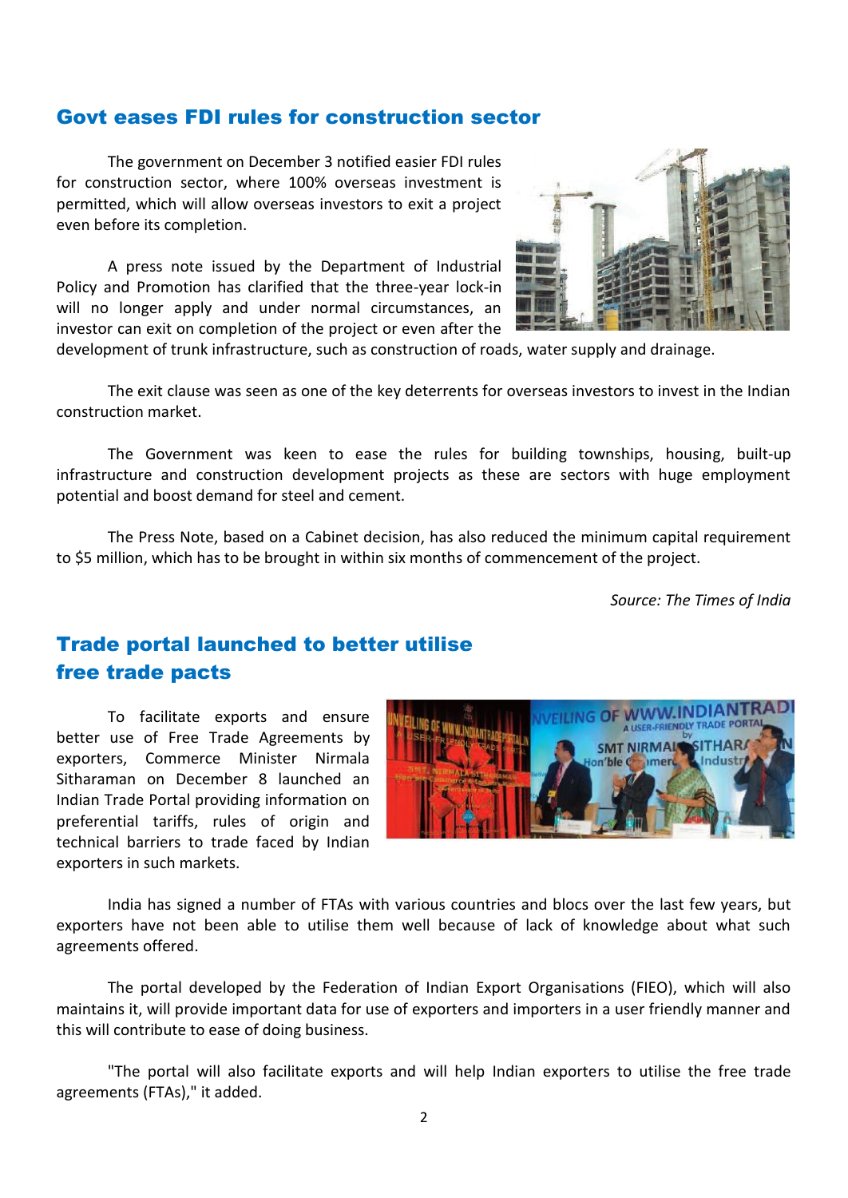## Govt eases FDI rules for construction sector

The government on December 3 notified easier FDI rules for construction sector, where 100% overseas investment is permitted, which will allow overseas investors to exit a project even before its completion.

A press note issued by the Department of Industrial Policy and Promotion has clarified that the three-year lock-in will no longer apply and under normal circumstances, an investor can exit on completion of the project or even after the development of trunk infrastructure, such as construction of roads, water supply and drainage.

The exit clause was seen as one of the key deterrents for overseas investors to invest in the Indian construction market.

The Government was keen to ease the rules for building townships, housing, built-up infrastructure and construction development projects as these are sectors with huge employment potential and boost demand for steel and cement.

The Press Note, based on a Cabinet decision, has also reduced the minimum capital requirement to $5 million, which has to be brought in within six months of commencement of the project.

*Source: The Times of India*

## Trade portal launched to better utilise free trade pacts

To facilitate exports and ensure better use of Free Trade Agreements by exporters, Commerce Minister Nirmala Sitharaman on December 8 launched an Indian Trade Portal providing information on preferential tariffs, rules of origin and technical barriers to trade faced by Indian exporters in such markets.

India has signed a number of FTAs with various countries and blocs over the last few years, but exporters have not been able to utilise them well because of lack of knowledge about what such agreements offered.

The portal developed by the Federation of Indian Export Organisations (FIEO), which will also maintains it, will provide important data for use of exporters and importers in a user friendly manner and this will contribute to ease of doing business.

"The portal will also facilitate exports and will help Indian exporters to utilise the free trade agreements (FTAs)," it added.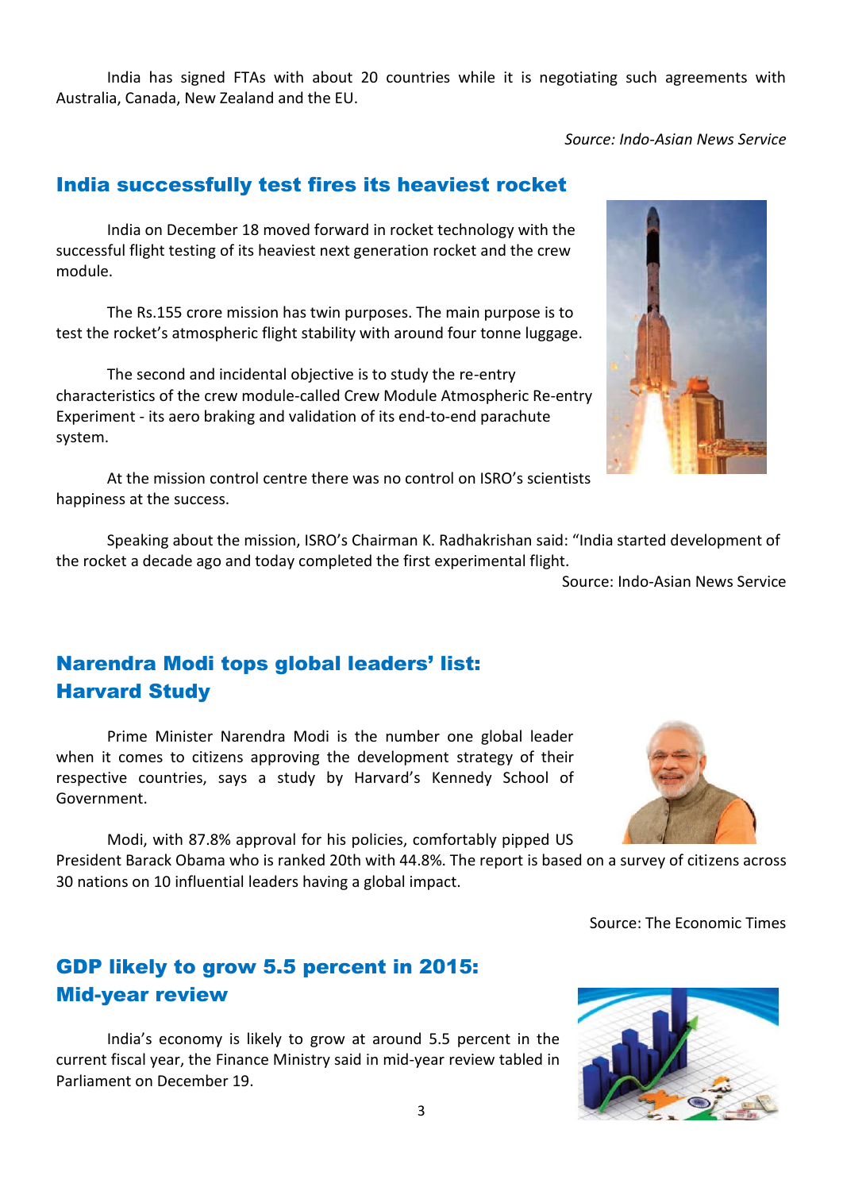India has signed FTAs with about 20 countries while it is negotiating such agreements with Australia, Canada, New Zealand and the EU.

*Source: Indo-Asian News Service*

## India successfully test fires its heaviest rocket

India on December 18 moved forward in rocket technology with the successful flight testing of its heaviest next generation rocket and the crew module.

The Rs.155 crore mission has twin purposes. The main purpose is to test the rocket's atmospheric flight stability with around four tonne luggage.

The second and incidental objective is to study the re-entry characteristics of the crew module-called Crew Module Atmospheric Re-entry Experiment - its aero braking and validation of its end-to-end parachute system.

At the mission control centre there was no control on ISRO's scientists happiness at the success.

Speaking about the mission, ISRO's Chairman K. Radhakrishan said: "India started development of the rocket a decade ago and today completed the first experimental flight.

Source: Indo-Asian News Service

## Narendra Modi tops global leaders' list: Harvard Study

Prime Minister Narendra Modi is the number one global leader when it comes to citizens approving the development strategy of their respective countries, says a study by Harvard's Kennedy School of Government.

Modi, with 87.8% approval for his policies, comfortably pipped US President Barack Obama who is ranked 20th with 44.8%. The report is based on a survey of citizens across 30 nations on 10 influential leaders having a global impact.

Source: The Economic Times

## GDP likely to grow 5.5 percent in 2015: Mid-year review

India's economy is likely to grow at around 5.5 percent in the current fiscal year, the Finance Ministry said in mid-year review tabled in Parliament on December 19.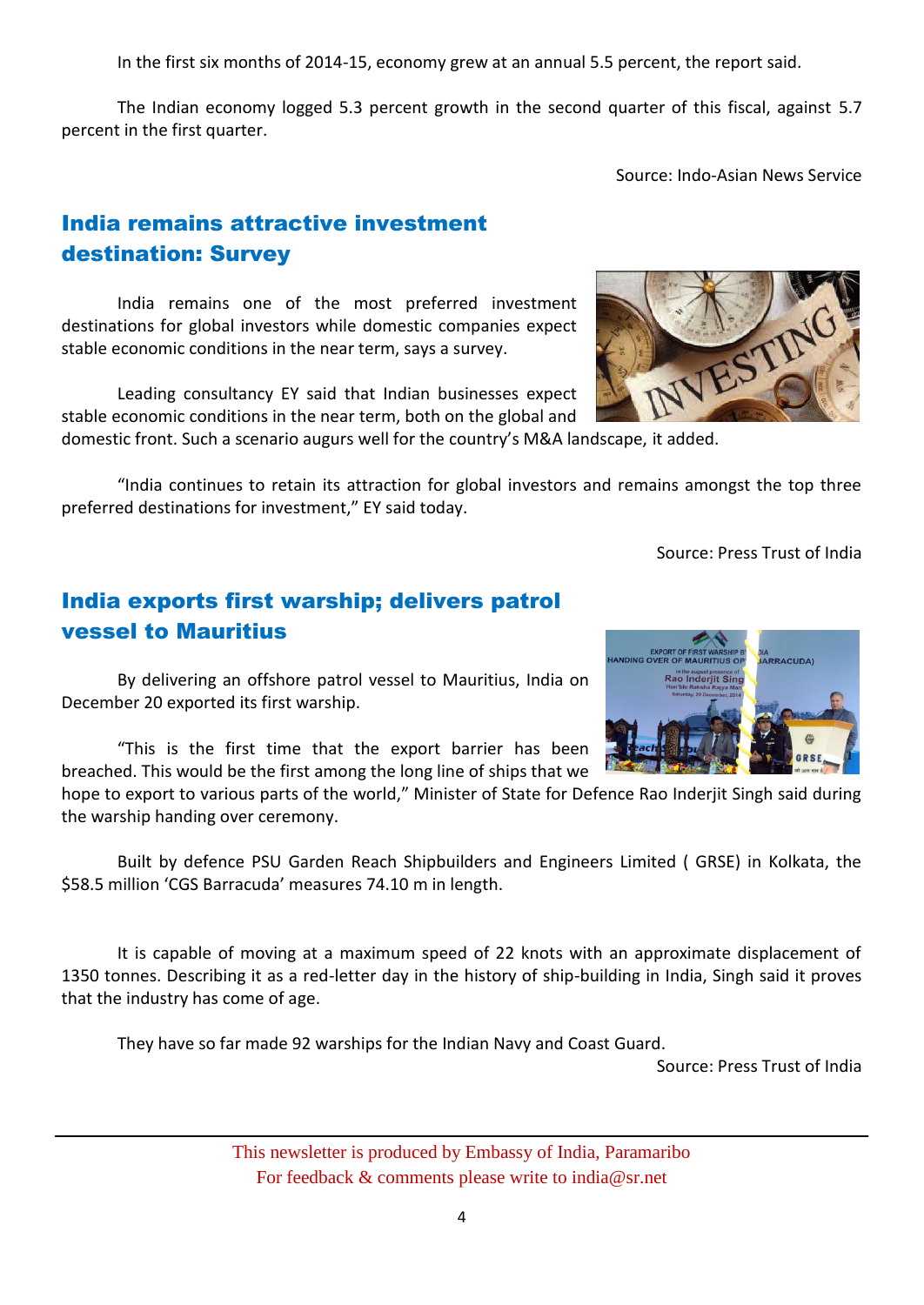In the first six months of 2014-15, economy grew at an annual 5.5 percent, the report said.

The Indian economy logged 5.3 percent growth in the second quarter of this fiscal, against 5.7 percent in the first quarter.

Source: Indo-Asian News Service

## India remains attractive investment destination: Survey

India remains one of the most preferred investment destinations for global investors while domestic companies expect stable economic conditions in the near term, says a survey.

Leading consultancy EY said that Indian businesses expect stable economic conditions in the near term, both on the global and domestic front. Such a scenario augurs well for the country's M&A landscape, it added.

"India continues to retain its attraction for global investors and remains amongst the top three preferred destinations for investment," EY said today.

Source: Press Trust of India

## India exports first warship; delivers patrol vessel to Mauritius

By delivering an offshore patrol vessel to Mauritius, India on December 20 exported its first warship.

"This is the first time that the export barrier has been breached. This would be the first among the long line of ships that we hope to export to various parts of the world," Minister of State for Defence Rao Inderjit Singh said during the warship handing over ceremony.

Built by defence PSU Garden Reach Shipbuilders and Engineers Limited ( GRSE) in Kolkata, the $58.5 million 'CGS Barracuda' measures 74.10 m in length.

It is capable of moving at a maximum speed of 22 knots with an approximate displacement of 1350 tonnes. Describing it as a red-letter day in the history of ship-building in India, Singh said it proves that the industry has come of age.

They have so far made 92 warships for the Indian Navy and Coast Guard.

Source: Press Trust of India

This newsletter is produced by Embassy of India, Paramaribo
For feedback & comments please write to india@sr.net